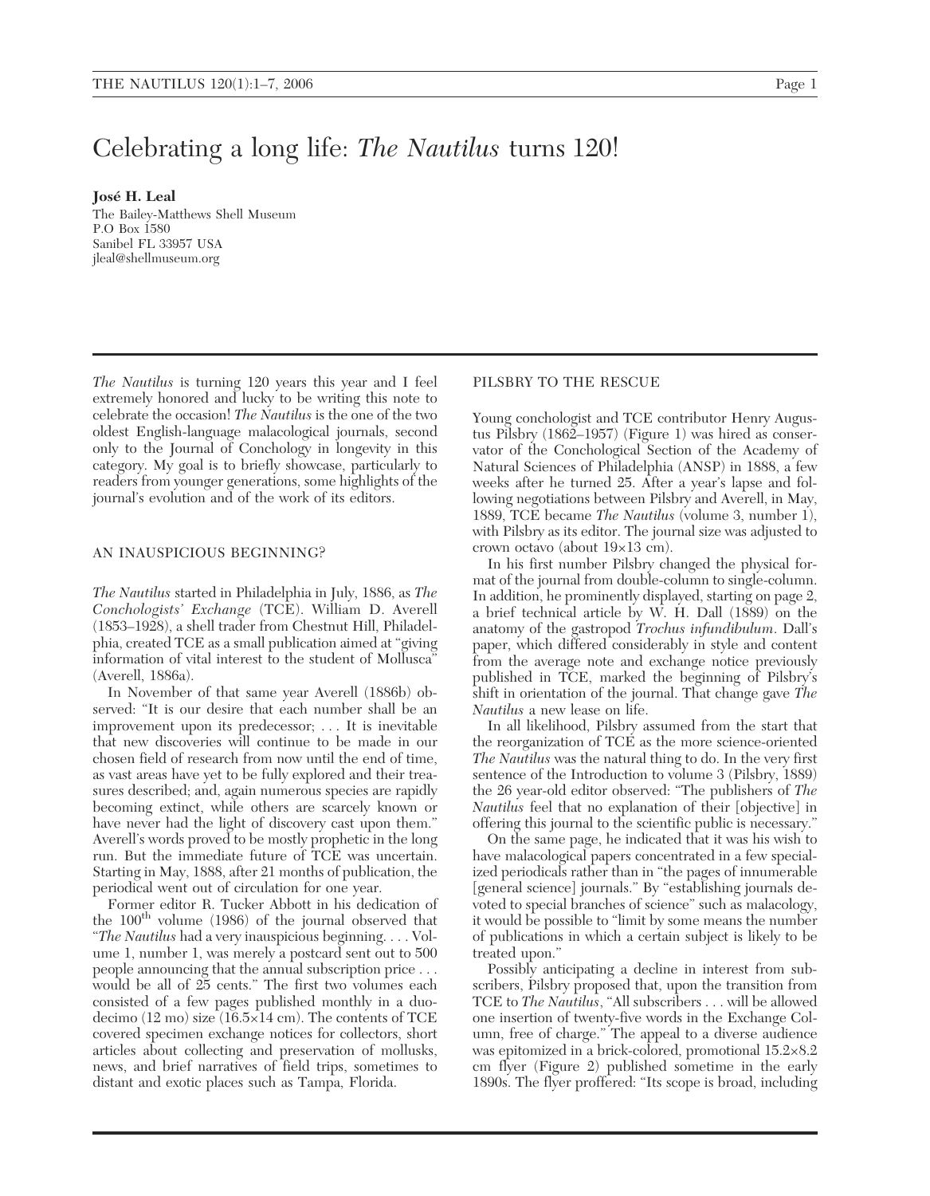# Celebrating a long life: *The Nautilus* turns 120!

**José H. Leal**
The Bailey-Matthews Shell Museum
P.O Box 1580
Sanibel FL 33957 USA
jleal@shellmuseum.org

*The Nautilus* is turning 120 years this year and I feel extremely honored and lucky to be writing this note to celebrate the occasion! *The Nautilus* is the one of the two oldest English-language malacological journals, second only to the Journal of Conchology in longevity in this category. My goal is to briefly showcase, particularly to readers from younger generations, some highlights of the journal's evolution and of the work of its editors.

## AN INAUSPICIOUS BEGINNING?

*The Nautilus* started in Philadelphia in July, 1886, as *The Conchologists' Exchange* (TCE). William D. Averell (1853–1928), a shell trader from Chestnut Hill, Philadelphia, created TCE as a small publication aimed at "giving information of vital interest to the student of Mollusca" (Averell, 1886a).

In November of that same year Averell (1886b) observed: "It is our desire that each number shall be an improvement upon its predecessor; . . . It is inevitable that new discoveries will continue to be made in our chosen field of research from now until the end of time, as vast areas have yet to be fully explored and their treasures described; and, again numerous species are rapidly becoming extinct, while others are scarcely known or have never had the light of discovery cast upon them." Averell's words proved to be mostly prophetic in the long run. But the immediate future of TCE was uncertain. Starting in May, 1888, after 21 months of publication, the periodical went out of circulation for one year.

Former editor R. Tucker Abbott in his dedication of the 100th volume (1986) of the journal observed that "*The Nautilus* had a very inauspicious beginning. . . . Volume 1, number 1, was merely a postcard sent out to 500 people announcing that the annual subscription price . . . would be all of 25 cents." The first two volumes each consisted of a few pages published monthly in a duodecimo (12 mo) size (16.5×14 cm). The contents of TCE covered specimen exchange notices for collectors, short articles about collecting and preservation of mollusks, news, and brief narratives of field trips, sometimes to distant and exotic places such as Tampa, Florida.

## PILSBRY TO THE RESCUE

Young conchologist and TCE contributor Henry Augustus Pilsbry (1862–1957) (Figure 1) was hired as conservator of the Conchological Section of the Academy of Natural Sciences of Philadelphia (ANSP) in 1888, a few weeks after he turned 25. After a year's lapse and following negotiations between Pilsbry and Averell, in May, 1889, TCE became *The Nautilus* (volume 3, number 1), with Pilsbry as its editor. The journal size was adjusted to crown octavo (about 19×13 cm).

In his first number Pilsbry changed the physical format of the journal from double-column to single-column. In addition, he prominently displayed, starting on page 2, a brief technical article by W. H. Dall (1889) on the anatomy of the gastropod *Trochus infundibulum*. Dall's paper, which differed considerably in style and content from the average note and exchange notice previously published in TCE, marked the beginning of Pilsbry's shift in orientation of the journal. That change gave *The Nautilus* a new lease on life.

In all likelihood, Pilsbry assumed from the start that the reorganization of TCE as the more science-oriented *The Nautilus* was the natural thing to do. In the very first sentence of the Introduction to volume 3 (Pilsbry, 1889) the 26 year-old editor observed: "The publishers of *The Nautilus* feel that no explanation of their [objective] in offering this journal to the scientific public is necessary."

On the same page, he indicated that it was his wish to have malacological papers concentrated in a few specialized periodicals rather than in "the pages of innumerable [general science] journals." By "establishing journals devoted to special branches of science" such as malacology, it would be possible to "limit by some means the number of publications in which a certain subject is likely to be treated upon."

Possibly anticipating a decline in interest from subscribers, Pilsbry proposed that, upon the transition from TCE to *The Nautilus*, "All subscribers . . . will be allowed one insertion of twenty-five words in the Exchange Column, free of charge." The appeal to a diverse audience was epitomized in a brick-colored, promotional 15.2×8.2 cm flyer (Figure 2) published sometime in the early 1890s. The flyer proffered: "Its scope is broad, including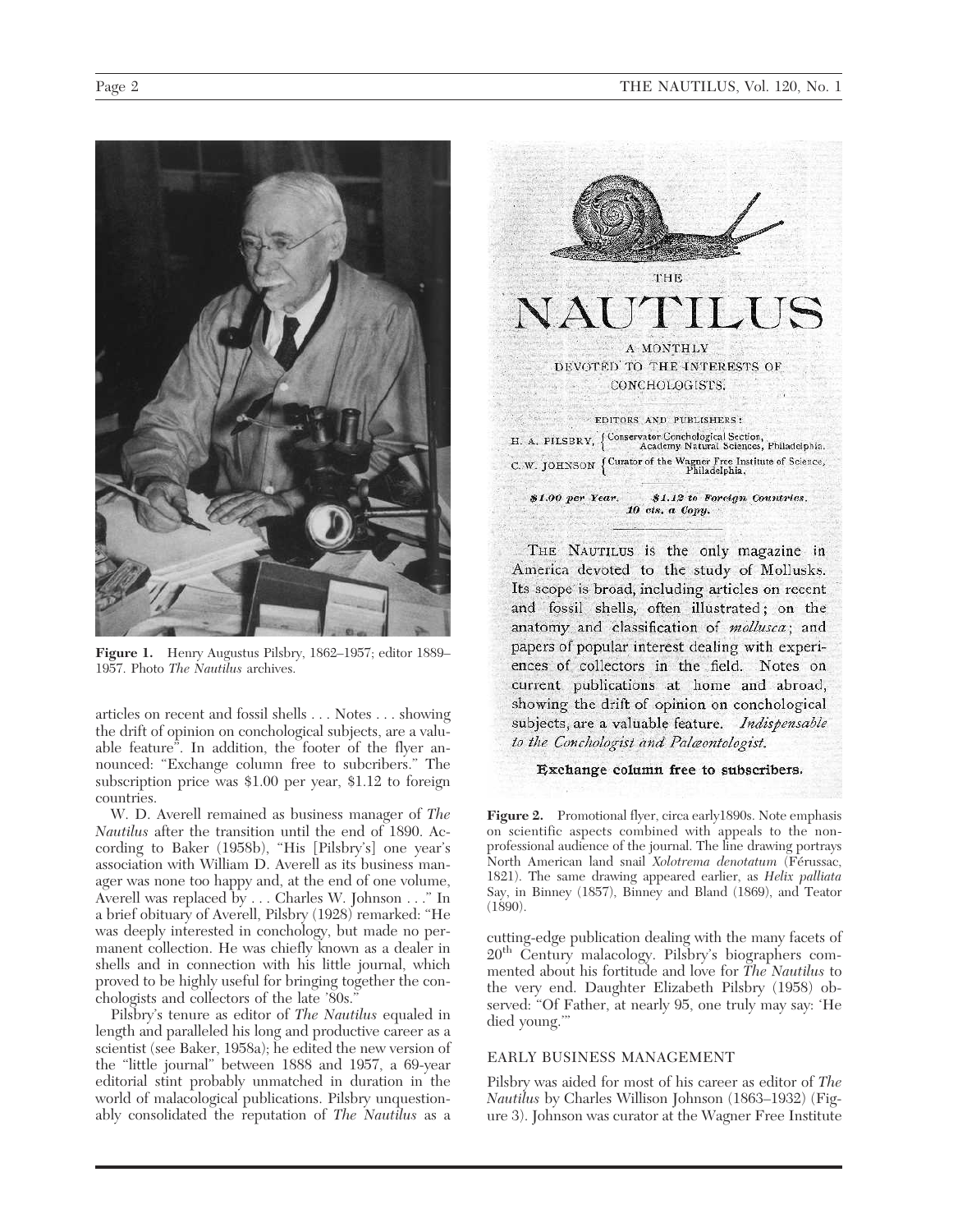**Figure 1.** Henry Augustus Pilsbry, 1862–1957; editor 1889–1957. Photo *The Nautilus* archives.

articles on recent and fossil shells . . . Notes . . . showing the drift of opinion on conchological subjects, are a valuable feature". In addition, the footer of the flyer announced: "Exchange column free to subcribers." The subscription price was $1.00 per year, $1.12 to foreign countries.

W. D. Averell remained as business manager of *The Nautilus* after the transition until the end of 1890. According to Baker (1958b), "His [Pilsbry's] one year's association with William D. Averell as its business manager was none too happy and, at the end of one volume, Averell was replaced by . . . Charles W. Johnson . . ." In a brief obituary of Averell, Pilsbry (1928) remarked: "He was deeply interested in conchology, but made no permanent collection. He was chiefly known as a dealer in shells and in connection with his little journal, which proved to be highly useful for bringing together the conchologists and collectors of the late '80s."

Pilsbry's tenure as editor of *The Nautilus* equaled in length and paralleled his long and productive career as a scientist (see Baker, 1958a); he edited the new version of the "little journal" between 1888 and 1957, a 69-year editorial stint probably unmatched in duration in the world of malacological publications. Pilsbry unquestionably consolidated the reputation of *The Nautilus* as a cutting-edge publication dealing with the many facets of 20th Century malacology. Pilsbry's biographers commented about his fortitude and love for *The Nautilus* to the very end. Daughter Elizabeth Pilsbry (1958) observed: "Of Father, at nearly 95, one truly may say: 'He died young.'"

THE NAUTILUS

A MONTHLY DEVOTED TO THE INTERESTS OF CONCHOLOGISTS.

EDITORS AND PUBLISHERS:

H. A. PILSBRY, Conservator Conchological Section, Academy Natural Sciences, Philadelphia.

C. W. JOHNSON Curator of the Wagner Free Institute of Science, Philadelphia.

*$1.00 per Year. $1.12 to Foreign Countries. 10 cts. a Copy.*

THE NAUTILUS is the only magazine in America devoted to the study of Mollusks. Its scope is broad, including articles on recent and fossil shells, often illustrated; on the anatomy and classification of *mollusca*; and papers of popular interest dealing with experiences of collectors in the field. Notes on current publications at home and abroad, showing the drift of opinion on conchological subjects, are a valuable feature. *Indispensable to the Conchologist and Palæontologist.*

**Exchange column free to subscribers.**

**Figure 2.** Promotional flyer, circa early1890s. Note emphasis on scientific aspects combined with appeals to the nonprofessional audience of the journal. The line drawing portrays North American land snail *Xolotrema denotatum* (Férussac, 1821). The same drawing appeared earlier, as *Helix palliata* Say, in Binney (1857), Binney and Bland (1869), and Teator (1890).

## EARLY BUSINESS MANAGEMENT

Pilsbry was aided for most of his career as editor of *The Nautilus* by Charles Willison Johnson (1863–1932) (Figure 3). Johnson was curator at the Wagner Free Institute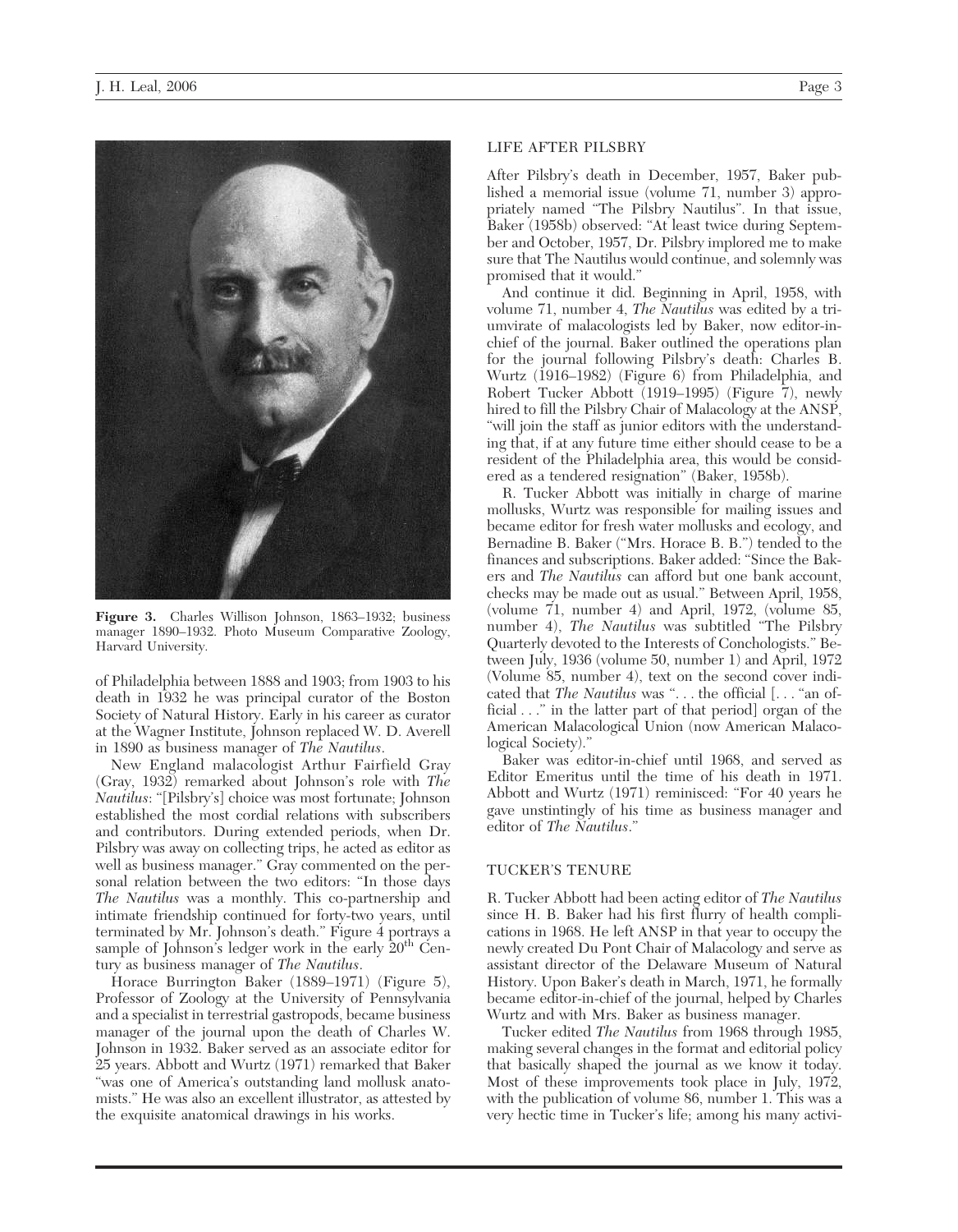**Figure 3.** Charles Willison Johnson, 1863–1932; business manager 1890–1932. Photo Museum Comparative Zoology, Harvard University.

of Philadelphia between 1888 and 1903; from 1903 to his death in 1932 he was principal curator of the Boston Society of Natural History. Early in his career as curator at the Wagner Institute, Johnson replaced W. D. Averell in 1890 as business manager of *The Nautilus*.

New England malacologist Arthur Fairfield Gray (Gray, 1932) remarked about Johnson's role with *The Nautilus*: "[Pilsbry's] choice was most fortunate; Johnson established the most cordial relations with subscribers and contributors. During extended periods, when Dr. Pilsbry was away on collecting trips, he acted as editor as well as business manager." Gray commented on the personal relation between the two editors: "In those days *The Nautilus* was a monthly. This co-partnership and intimate friendship continued for forty-two years, until terminated by Mr. Johnson's death." Figure 4 portrays a sample of Johnson's ledger work in the early 20th Century as business manager of *The Nautilus*.

Horace Burrington Baker (1889–1971) (Figure 5), Professor of Zoology at the University of Pennsylvania and a specialist in terrestrial gastropods, became business manager of the journal upon the death of Charles W. Johnson in 1932. Baker served as an associate editor for 25 years. Abbott and Wurtz (1971) remarked that Baker "was one of America's outstanding land mollusk anatomists." He was also an excellent illustrator, as attested by the exquisite anatomical drawings in his works.

## LIFE AFTER PILSBRY

After Pilsbry's death in December, 1957, Baker published a memorial issue (volume 71, number 3) appropriately named "The Pilsbry Nautilus". In that issue, Baker (1958b) observed: "At least twice during September and October, 1957, Dr. Pilsbry implored me to make sure that The Nautilus would continue, and solemnly was promised that it would."

And continue it did. Beginning in April, 1958, with volume 71, number 4, *The Nautilus* was edited by a triumvirate of malacologists led by Baker, now editor-in-chief of the journal. Baker outlined the operations plan for the journal following Pilsbry's death: Charles B. Wurtz (1916–1982) (Figure 6) from Philadelphia, and Robert Tucker Abbott (1919–1995) (Figure 7), newly hired to fill the Pilsbry Chair of Malacology at the ANSP, "will join the staff as junior editors with the understanding that, if at any future time either should cease to be a resident of the Philadelphia area, this would be considered as a tendered resignation" (Baker, 1958b).

R. Tucker Abbott was initially in charge of marine mollusks, Wurtz was responsible for mailing issues and became editor for fresh water mollusks and ecology, and Bernadine B. Baker ("Mrs. Horace B. B.") tended to the finances and subscriptions. Baker added: "Since the Bakers and *The Nautilus* can afford but one bank account, checks may be made out as usual." Between April, 1958, (volume 71, number 4) and April, 1972, (volume 85, number 4), *The Nautilus* was subtitled "The Pilsbry Quarterly devoted to the Interests of Conchologists." Between July, 1936 (volume 50, number 1) and April, 1972 (Volume 85, number 4), text on the second cover indicated that *The Nautilus* was ". . . the official [. . . "an official . . ." in the latter part of that period] organ of the American Malacological Union (now American Malacological Society)."

Baker was editor-in-chief until 1968, and served as Editor Emeritus until the time of his death in 1971. Abbott and Wurtz (1971) reminisced: "For 40 years he gave unstintingly of his time as business manager and editor of *The Nautilus*."

## TUCKER'S TENURE

R. Tucker Abbott had been acting editor of *The Nautilus* since H. B. Baker had his first flurry of health complications in 1968. He left ANSP in that year to occupy the newly created Du Pont Chair of Malacology and serve as assistant director of the Delaware Museum of Natural History. Upon Baker's death in March, 1971, he formally became editor-in-chief of the journal, helped by Charles Wurtz and with Mrs. Baker as business manager.

Tucker edited *The Nautilus* from 1968 through 1985, making several changes in the format and editorial policy that basically shaped the journal as we know it today. Most of these improvements took place in July, 1972, with the publication of volume 86, number 1. This was a very hectic time in Tucker's life; among his many activi-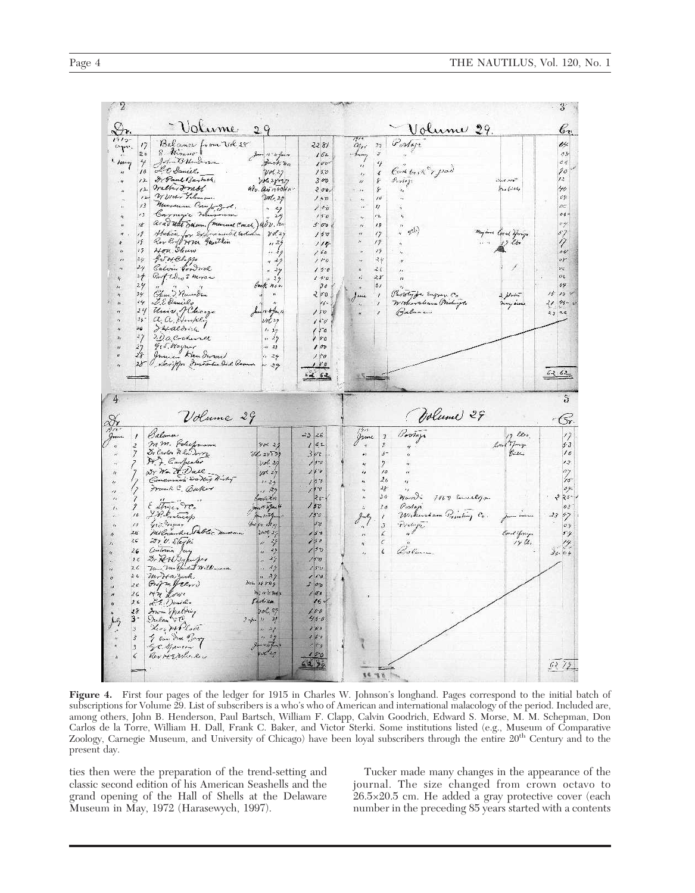**Figure 4.** First four pages of the ledger for 1915 in Charles W. Johnson's longhand. Pages correspond to the initial batch of subscriptions for Volume 29. List of subscribers is a who's who of American and international malacology of the period. Included are, among others, John B. Henderson, Paul Bartsch, William F. Clapp, Calvin Goodrich, Edward S. Morse, M. M. Schepman, Don Carlos de la Torre, William H. Dall, Frank C. Baker, and Victor Sterki. Some institutions listed (e.g., Museum of Comparative Zoology, Carnegie Museum, and University of Chicago) have been loyal subscribers through the entire 20[th] Century and to the present day.

ties then were the preparation of the trend-setting and classic second edition of his American Seashells and the grand opening of the Hall of Shells at the Delaware Museum in May, 1972 (Harasewych, 1997).

Tucker made many changes in the appearance of the journal. The size changed from crown octavo to 26.5×20.5 cm. He added a gray protective cover (each number in the preceding 85 years started with a contents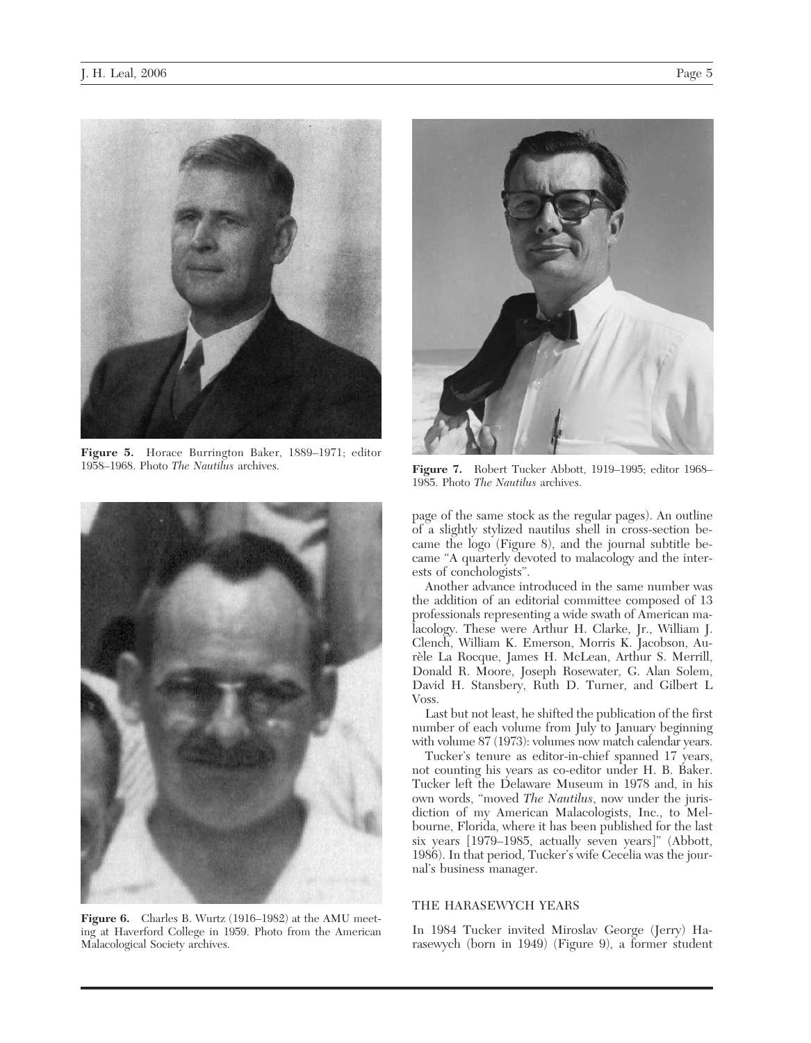Figure 5. Horace Burrington Baker, 1889–1971; editor 1958–1968. Photo *The Nautilus* archives.

Figure 6. Charles B. Wurtz (1916–1982) at the AMU meeting at Haverford College in 1959. Photo from the American Malacological Society archives.

Figure 7. Robert Tucker Abbott, 1919–1995; editor 1968–1985. Photo *The Nautilus* archives.

page of the same stock as the regular pages). An outline of a slightly stylized nautilus shell in cross-section became the logo (Figure 8), and the journal subtitle became "A quarterly devoted to malacology and the interests of conchologists".

Another advance introduced in the same number was the addition of an editorial committee composed of 13 professionals representing a wide swath of American malacology. These were Arthur H. Clarke, Jr., William J. Clench, William K. Emerson, Morris K. Jacobson, Aurèle La Rocque, James H. McLean, Arthur S. Merrill, Donald R. Moore, Joseph Rosewater, G. Alan Solem, David H. Stansbery, Ruth D. Turner, and Gilbert L Voss.

Last but not least, he shifted the publication of the first number of each volume from July to January beginning with volume 87 (1973): volumes now match calendar years.

Tucker's tenure as editor-in-chief spanned 17 years, not counting his years as co-editor under H. B. Baker. Tucker left the Delaware Museum in 1978 and, in his own words, "moved *The Nautilus*, now under the jurisdiction of my American Malacologists, Inc., to Melbourne, Florida, where it has been published for the last six years [1979–1985, actually seven years]" (Abbott, 1986). In that period, Tucker's wife Cecelia was the journal's business manager.

## THE HARASEWYCH YEARS

In 1984 Tucker invited Miroslav George (Jerry) Harasewych (born in 1949) (Figure 9), a former student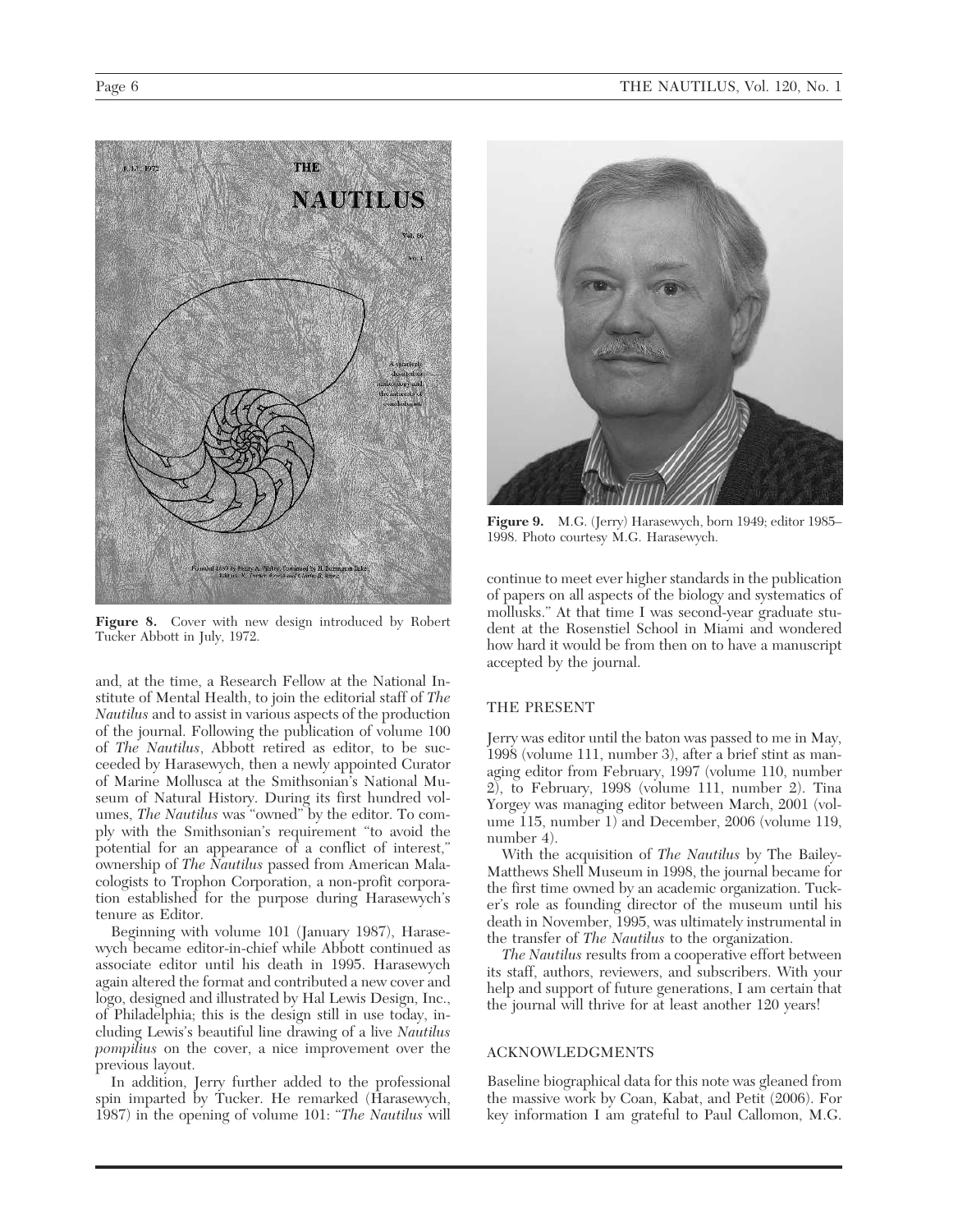Figure 8. Cover with new design introduced by Robert Tucker Abbott in July, 1972.

Figure 9. M.G. (Jerry) Harasewych, born 1949; editor 1985–1998. Photo courtesy M.G. Harasewych.

and, at the time, a Research Fellow at the National Institute of Mental Health, to join the editorial staff of *The Nautilus* and to assist in various aspects of the production of the journal. Following the publication of volume 100 of *The Nautilus*, Abbott retired as editor, to be succeeded by Harasewych, then a newly appointed Curator of Marine Mollusca at the Smithsonian's National Museum of Natural History. During its first hundred volumes, *The Nautilus* was "owned" by the editor. To comply with the Smithsonian's requirement "to avoid the potential for an appearance of a conflict of interest," ownership of *The Nautilus* passed from American Malacologists to Trophon Corporation, a non-profit corporation established for the purpose during Harasewych's tenure as Editor.

Beginning with volume 101 (January 1987), Harasewych became editor-in-chief while Abbott continued as associate editor until his death in 1995. Harasewych again altered the format and contributed a new cover and logo, designed and illustrated by Hal Lewis Design, Inc., of Philadelphia; this is the design still in use today, including Lewis's beautiful line drawing of a live *Nautilus pompilius* on the cover, a nice improvement over the previous layout.

In addition, Jerry further added to the professional spin imparted by Tucker. He remarked (Harasewych, 1987) in the opening of volume 101: "*The Nautilus* will continue to meet ever higher standards in the publication of papers on all aspects of the biology and systematics of mollusks." At that time I was second-year graduate student at the Rosenstiel School in Miami and wondered how hard it would be from then on to have a manuscript accepted by the journal.

## THE PRESENT

Jerry was editor until the baton was passed to me in May, 1998 (volume 111, number 3), after a brief stint as managing editor from February, 1997 (volume 110, number 2), to February, 1998 (volume 111, number 2). Tina Yorgey was managing editor between March, 2001 (volume 115, number 1) and December, 2006 (volume 119, number 4).

With the acquisition of *The Nautilus* by The Bailey-Matthews Shell Museum in 1998, the journal became for the first time owned by an academic organization. Tucker's role as founding director of the museum until his death in November, 1995, was ultimately instrumental in the transfer of *The Nautilus* to the organization.

*The Nautilus* results from a cooperative effort between its staff, authors, reviewers, and subscribers. With your help and support of future generations, I am certain that the journal will thrive for at least another 120 years!

## ACKNOWLEDGMENTS

Baseline biographical data for this note was gleaned from the massive work by Coan, Kabat, and Petit (2006). For key information I am grateful to Paul Callomon, M.G.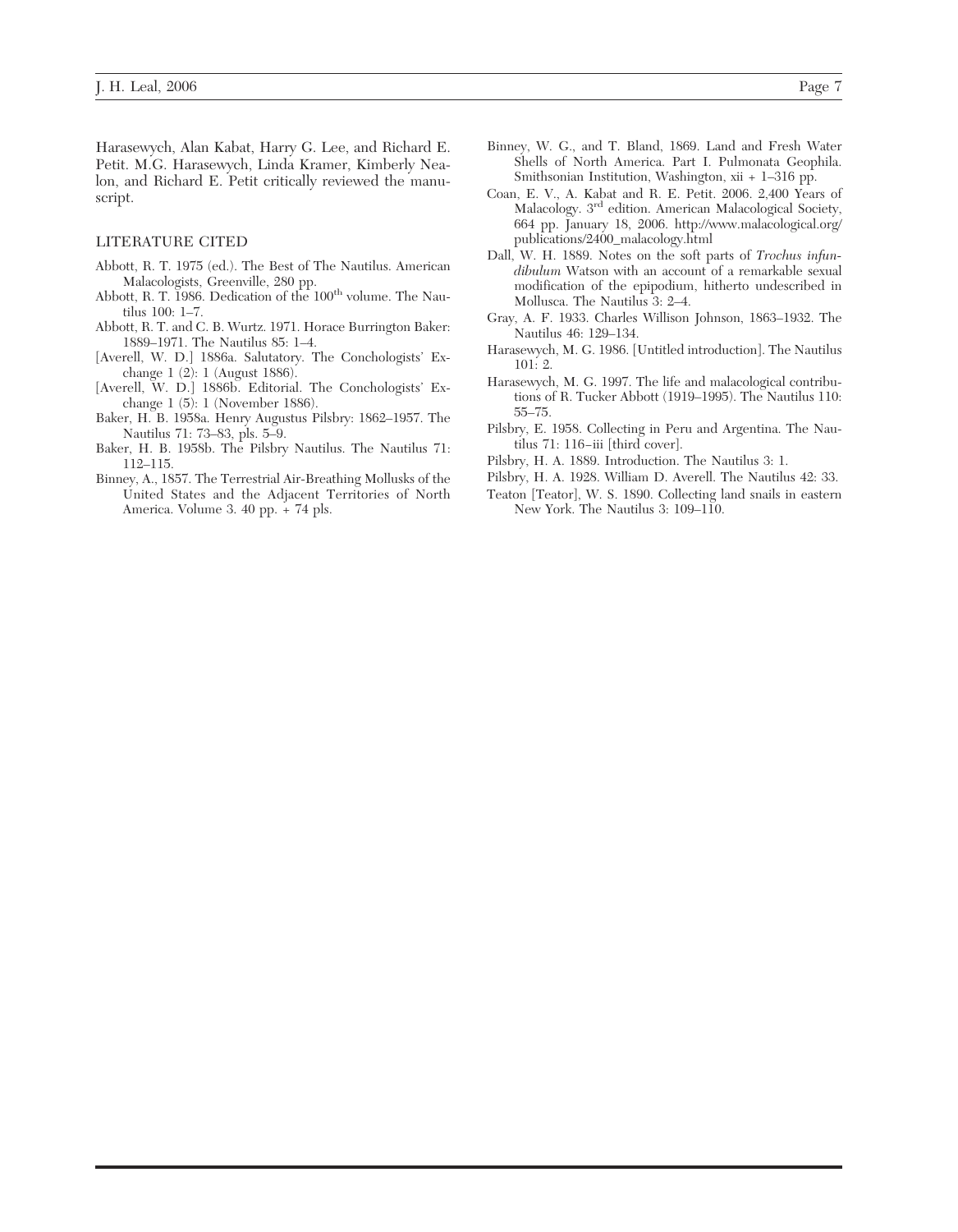Harasewych, Alan Kabat, Harry G. Lee, and Richard E. Petit. M.G. Harasewych, Linda Kramer, Kimberly Nealon, and Richard E. Petit critically reviewed the manuscript.

## LITERATURE CITED

Abbott, R. T. 1975 (ed.). The Best of The Nautilus. American Malacologists, Greenville, 280 pp.

Abbott, R. T. 1986. Dedication of the 100th volume. The Nautilus 100: 1–7.

Abbott, R. T. and C. B. Wurtz. 1971. Horace Burrington Baker: 1889–1971. The Nautilus 85: 1–4.

[Averell, W. D.] 1886a. Salutatory. The Conchologists' Exchange 1 (2): 1 (August 1886).

[Averell, W. D.] 1886b. Editorial. The Conchologists' Exchange 1 (5): 1 (November 1886).

Baker, H. B. 1958a. Henry Augustus Pilsbry: 1862–1957. The Nautilus 71: 73–83, pls. 5–9.

Baker, H. B. 1958b. The Pilsbry Nautilus. The Nautilus 71: 112–115.

Binney, A., 1857. The Terrestrial Air-Breathing Mollusks of the United States and the Adjacent Territories of North America. Volume 3. 40 pp. + 74 pls.

Binney, W. G., and T. Bland, 1869. Land and Fresh Water Shells of North America. Part I. Pulmonata Geophila. Smithsonian Institution, Washington, xii + 1–316 pp.

Coan, E. V., A. Kabat and R. E. Petit. 2006. 2,400 Years of Malacology. 3rd edition. American Malacological Society, 664 pp. January 18, 2006. http://www.malacological.org/publications/2400_malacology.html

Dall, W. H. 1889. Notes on the soft parts of *Trochus infundibulum* Watson with an account of a remarkable sexual modification of the epipodium, hitherto undescribed in Mollusca. The Nautilus 3: 2–4.

Gray, A. F. 1933. Charles Willison Johnson, 1863–1932. The Nautilus 46: 129–134.

Harasewych, M. G. 1986. [Untitled introduction]. The Nautilus 101: 2.

Harasewych, M. G. 1997. The life and malacological contributions of R. Tucker Abbott (1919–1995). The Nautilus 110: 55–75.

Pilsbry, E. 1958. Collecting in Peru and Argentina. The Nautilus 71: 116–iii [third cover].

Pilsbry, H. A. 1889. Introduction. The Nautilus 3: 1.

Pilsbry, H. A. 1928. William D. Averell. The Nautilus 42: 33.

Teaton [Teator], W. S. 1890. Collecting land snails in eastern New York. The Nautilus 3: 109–110.